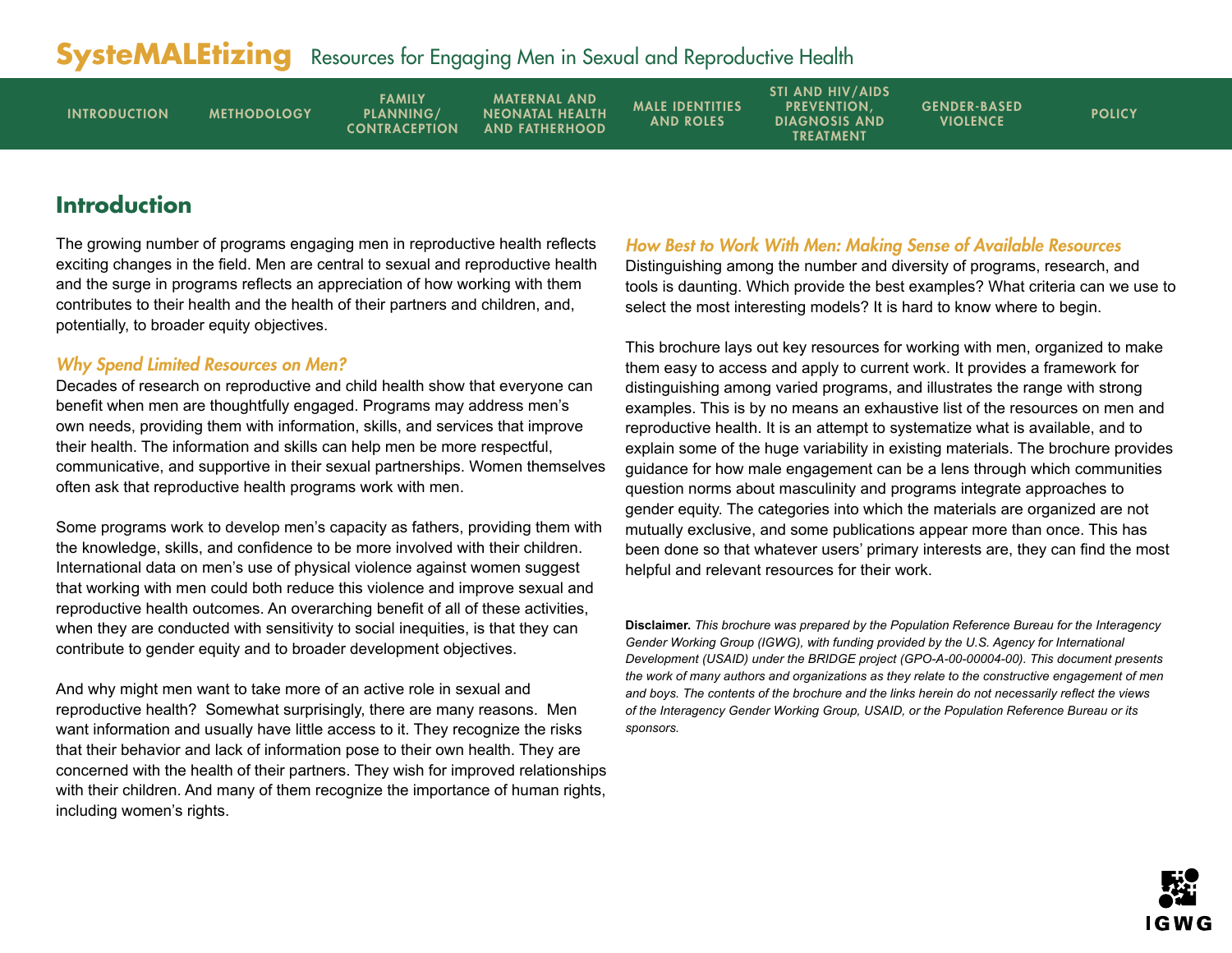# SysteMALEtizing Resources for Engaging Men in Sexual and Reproductive Health

INTRODUCTION | METHODOLOGY | FAMILY PLANNING/ CONTRACEPTION | MATERNAL AND NEONATAL HEALTH AND FATHERHOOD | MALE IDENTITIES AND ROLES | STI AND HIV/AIDS PREVENTION, DIAGNOSIS AND TREATMENT | GENDER-BASED VIOLENCE | POLICY

## Introduction

The growing number of programs engaging men in reproductive health reflects exciting changes in the field. Men are central to sexual and reproductive health and the surge in programs reflects an appreciation of how working with them contributes to their health and the health of their partners and children, and, potentially, to broader equity objectives.

### *Why Spend Limited Resources on Men?*

Decades of research on reproductive and child health show that everyone can benefit when men are thoughtfully engaged. Programs may address men's own needs, providing them with information, skills, and services that improve their health. The information and skills can help men be more respectful, communicative, and supportive in their sexual partnerships. Women themselves often ask that reproductive health programs work with men.

Some programs work to develop men's capacity as fathers, providing them with the knowledge, skills, and confidence to be more involved with their children. International data on men's use of physical violence against women suggest that working with men could both reduce this violence and improve sexual and reproductive health outcomes. An overarching benefit of all of these activities, when they are conducted with sensitivity to social inequities, is that they can contribute to gender equity and to broader development objectives.

And why might men want to take more of an active role in sexual and reproductive health? Somewhat surprisingly, there are many reasons. Men want information and usually have little access to it. They recognize the risks that their behavior and lack of information pose to their own health. They are concerned with the health of their partners. They wish for improved relationships with their children. And many of them recognize the importance of human rights, including women's rights.

### *How Best to Work With Men: Making Sense of Available Resources*

Distinguishing among the number and diversity of programs, research, and tools is daunting. Which provide the best examples? What criteria can we use to select the most interesting models? It is hard to know where to begin.

This brochure lays out key resources for working with men, organized to make them easy to access and apply to current work. It provides a framework for distinguishing among varied programs, and illustrates the range with strong examples. This is by no means an exhaustive list of the resources on men and reproductive health. It is an attempt to systematize what is available, and to explain some of the huge variability in existing materials. The brochure provides guidance for how male engagement can be a lens through which communities question norms about masculinity and programs integrate approaches to gender equity. The categories into which the materials are organized are not mutually exclusive, and some publications appear more than once. This has been done so that whatever users' primary interests are, they can find the most helpful and relevant resources for their work.

**Disclaimer.** *This brochure was prepared by the Population Reference Bureau for the Interagency Gender Working Group (IGWG), with funding provided by the U.S. Agency for International Development (USAID) under the BRIDGE project (GPO-A-00-00004-00). This document presents the work of many authors and organizations as they relate to the constructive engagement of men and boys. The contents of the brochure and the links herein do not necessarily reflect the views of the Interagency Gender Working Group, USAID, or the Population Reference Bureau or its sponsors.*

IGWG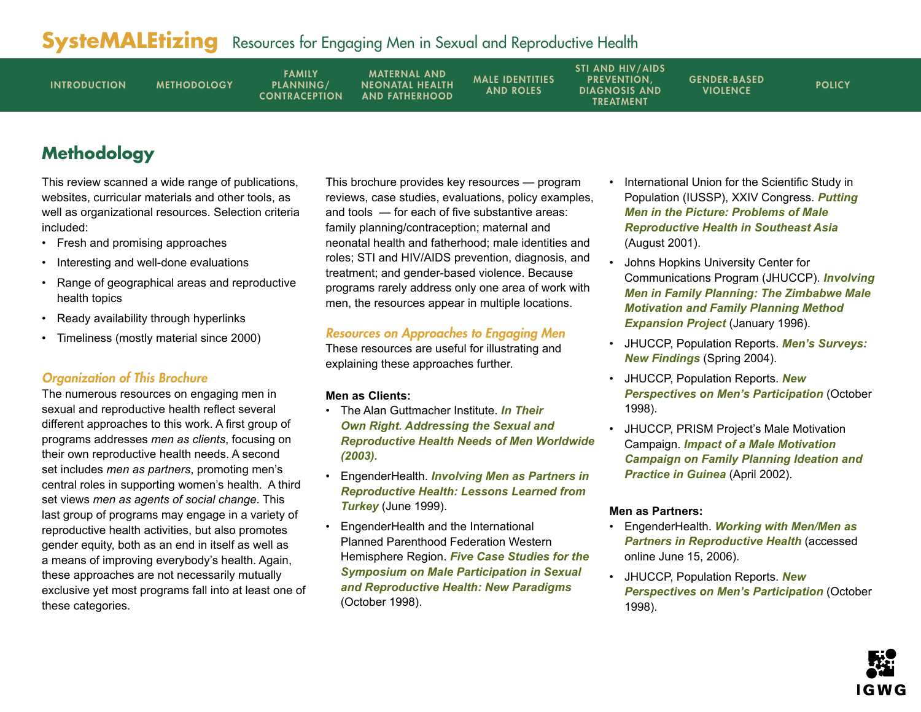## Methodology

This review scanned a wide range of publications, websites, curricular materials and other tools, as well as organizational resources. Selection criteria included:

- Fresh and promising approaches
- Interesting and well-done evaluations
- Range of geographical areas and reproductive health topics
- Ready availability through hyperlinks
- Timeliness (mostly material since 2000)

### *Organization of This Brochure*

The numerous resources on engaging men in sexual and reproductive health reflect several different approaches to this work. A first group of programs addresses *men as clients*, focusing on their own reproductive health needs. A second set includes *men as partners*, promoting men's central roles in supporting women's health. A third set views *men as agents of social change*. This last group of programs may engage in a variety of reproductive health activities, but also promotes gender equity, both as an end in itself as well as a means of improving everybody's health. Again, these approaches are not necessarily mutually exclusive yet most programs fall into at least one of these categories.

This brochure provides key resources — program reviews, case studies, evaluations, policy examples, and tools — for each of five substantive areas: family planning/contraception; maternal and neonatal health and fatherhood; male identities and roles; STI and HIV/AIDS prevention, diagnosis, and treatment; and gender-based violence. Because programs rarely address only one area of work with men, the resources appear in multiple locations.

### *Resources on Approaches to Engaging Men*

These resources are useful for illustrating and explaining these approaches further.

**Men as Clients:**

- The Alan Guttmacher Institute. ***In Their Own Right. Addressing the Sexual and Reproductive Health Needs of Men Worldwide (2003).***
- EngenderHealth. ***Involving Men as Partners in Reproductive Health: Lessons Learned from Turkey*** (June 1999).
- EngenderHealth and the International Planned Parenthood Federation Western Hemisphere Region. ***Five Case Studies for the Symposium on Male Participation in Sexual and Reproductive Health: New Paradigms*** (October 1998).
- International Union for the Scientific Study in Population (IUSSP), XXIV Congress. ***Putting Men in the Picture: Problems of Male Reproductive Health in Southeast Asia*** (August 2001).
- Johns Hopkins University Center for Communications Program (JHUCCP). ***Involving Men in Family Planning: The Zimbabwe Male Motivation and Family Planning Method Expansion Project*** (January 1996).
- JHUCCP, Population Reports. ***Men's Surveys: New Findings*** (Spring 2004).
- JHUCCP, Population Reports. ***New Perspectives on Men's Participation*** (October 1998).
- JHUCCP, PRISM Project's Male Motivation Campaign. ***Impact of a Male Motivation Campaign on Family Planning Ideation and Practice in Guinea*** (April 2002).

**Men as Partners:**

- EngenderHealth. ***Working with Men/Men as Partners in Reproductive Health*** (accessed online June 15, 2006).
- JHUCCP, Population Reports. ***New Perspectives on Men's Participation*** (October 1998).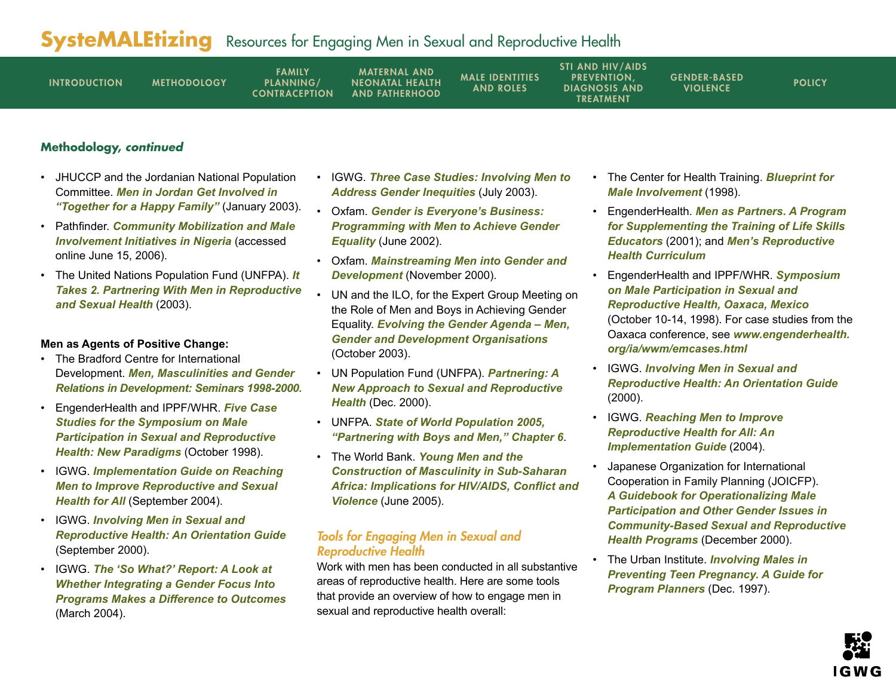### Methodology, *continued*

- JHUCCP and the Jordanian National Population Committee. ***Men in Jordan Get Involved in "Together for a Happy Family"*** (January 2003).
- Pathfinder. ***Community Mobilization and Male Involvement Initiatives in Nigeria*** (accessed online June 15, 2006).
- The United Nations Population Fund (UNFPA). ***It Takes 2. Partnering With Men in Reproductive and Sexual Health*** (2003).

**Men as Agents of Positive Change:**

- The Bradford Centre for International Development. ***Men, Masculinities and Gender Relations in Development: Seminars 1998-2000.***
- EngenderHealth and IPPF/WHR. ***Five Case Studies for the Symposium on Male Participation in Sexual and Reproductive Health: New Paradigms*** (October 1998).
- IGWG. ***Implementation Guide on Reaching Men to Improve Reproductive and Sexual Health for All*** (September 2004).
- IGWG. ***Involving Men in Sexual and Reproductive Health: An Orientation Guide*** (September 2000).
- IGWG. ***The 'So What?' Report: A Look at Whether Integrating a Gender Focus Into Programs Makes a Difference to Outcomes*** (March 2004).
- IGWG. ***Three Case Studies: Involving Men to Address Gender Inequities*** (July 2003).
- Oxfam. ***Gender is Everyone's Business: Programming with Men to Achieve Gender Equality*** (June 2002).
- Oxfam. ***Mainstreaming Men into Gender and Development*** (November 2000).
- UN and the ILO, for the Expert Group Meeting on the Role of Men and Boys in Achieving Gender Equality. ***Evolving the Gender Agenda – Men, Gender and Development Organisations*** (October 2003).
- UN Population Fund (UNFPA). ***Partnering: A New Approach to Sexual and Reproductive Health*** (Dec. 2000).
- UNFPA. ***State of World Population 2005, "Partnering with Boys and Men," Chapter 6***.
- The World Bank. ***Young Men and the Construction of Masculinity in Sub-Saharan Africa: Implications for HIV/AIDS, Conflict and Violence*** (June 2005).

## Tools for Engaging Men in Sexual and Reproductive Health

Work with men has been conducted in all substantive areas of reproductive health. Here are some tools that provide an overview of how to engage men in sexual and reproductive health overall:

- The Center for Health Training. ***Blueprint for Male Involvement*** (1998).
- EngenderHealth. ***Men as Partners. A Program for Supplementing the Training of Life Skills Educators*** (2001); and ***Men's Reproductive Health Curriculum***
- EngenderHealth and IPPF/WHR. ***Symposium on Male Participation in Sexual and Reproductive Health, Oaxaca, Mexico*** (October 10-14, 1998). For case studies from the Oaxaca conference, see ***www.engenderhealth.org/ia/wwm/emcases.html***
- IGWG. ***Involving Men in Sexual and Reproductive Health: An Orientation Guide*** (2000).
- IGWG. ***Reaching Men to Improve Reproductive Health for All: An Implementation Guide*** (2004).
- Japanese Organization for International Cooperation in Family Planning (JOICFP). ***A Guidebook for Operationalizing Male Participation and Other Gender Issues in Community-Based Sexual and Reproductive Health Programs*** (December 2000).
- The Urban Institute. ***Involving Males in Preventing Teen Pregnancy. A Guide for Program Planners*** (Dec. 1997).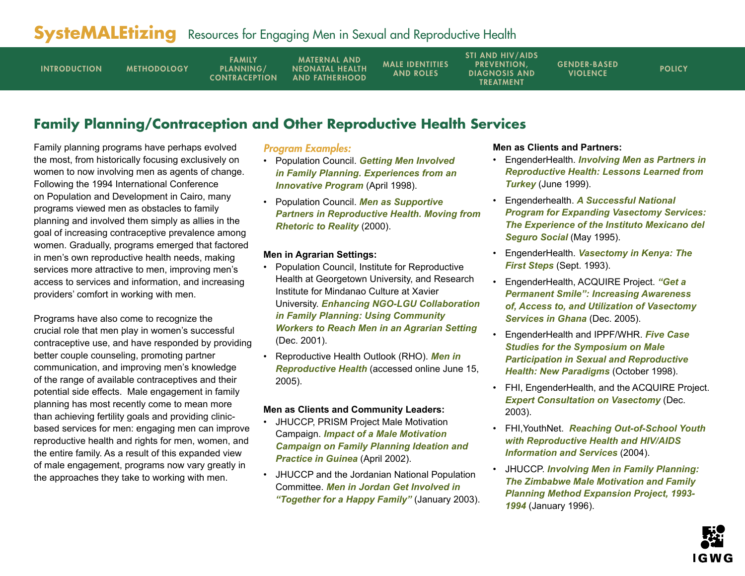## Family Planning/Contraception and Other Reproductive Health Services

Family planning programs have perhaps evolved the most, from historically focusing exclusively on women to now involving men as agents of change. Following the 1994 International Conference on Population and Development in Cairo, many programs viewed men as obstacles to family planning and involved them simply as allies in the goal of increasing contraceptive prevalence among women. Gradually, programs emerged that factored in men's own reproductive health needs, making services more attractive to men, improving men's access to services and information, and increasing providers' comfort in working with men.

Programs have also come to recognize the crucial role that men play in women's successful contraceptive use, and have responded by providing better couple counseling, promoting partner communication, and improving men's knowledge of the range of available contraceptives and their potential side effects. Male engagement in family planning has most recently come to mean more than achieving fertility goals and providing clinic-based services for men: engaging men can improve reproductive health and rights for men, women, and the entire family. As a result of this expanded view of male engagement, programs now vary greatly in the approaches they take to working with men.

*Program Examples:*

- Population Council. ***Getting Men Involved in Family Planning. Experiences from an Innovative Program*** (April 1998).
- Population Council. ***Men as Supportive Partners in Reproductive Health. Moving from Rhetoric to Reality*** (2000).

**Men in Agrarian Settings:**

- Population Council, Institute for Reproductive Health at Georgetown University, and Research Institute for Mindanao Culture at Xavier University. ***Enhancing NGO-LGU Collaboration in Family Planning: Using Community Workers to Reach Men in an Agrarian Setting*** (Dec. 2001).
- Reproductive Health Outlook (RHO). ***Men in Reproductive Health*** (accessed online June 15, 2005).

**Men as Clients and Community Leaders:**

- JHUCCP, PRISM Project Male Motivation Campaign. ***Impact of a Male Motivation Campaign on Family Planning Ideation and Practice in Guinea*** (April 2002).
- JHUCCP and the Jordanian National Population Committee. ***Men in Jordan Get Involved in "Together for a Happy Family"*** (January 2003).

**Men as Clients and Partners:**

- EngenderHealth. ***Involving Men as Partners in Reproductive Health: Lessons Learned from Turkey*** (June 1999).
- Engenderhealth. ***A Successful National Program for Expanding Vasectomy Services: The Experience of the Instituto Mexicano del Seguro Social*** (May 1995).
- EngenderHealth. ***Vasectomy in Kenya: The First Steps*** (Sept. 1993).
- EngenderHealth, ACQUIRE Project. ***"Get a Permanent Smile": Increasing Awareness of, Access to, and Utilization of Vasectomy Services in Ghana*** (Dec. 2005).
- EngenderHealth and IPPF/WHR. ***Five Case Studies for the Symposium on Male Participation in Sexual and Reproductive Health: New Paradigms*** (October 1998).
- FHI, EngenderHealth, and the ACQUIRE Project. ***Expert Consultation on Vasectomy*** (Dec. 2003).
- FHI,YouthNet. ***Reaching Out-of-School Youth with Reproductive Health and HIV/AIDS Information and Services*** (2004).
- JHUCCP. ***Involving Men in Family Planning: The Zimbabwe Male Motivation and Family Planning Method Expansion Project, 1993-1994*** (January 1996).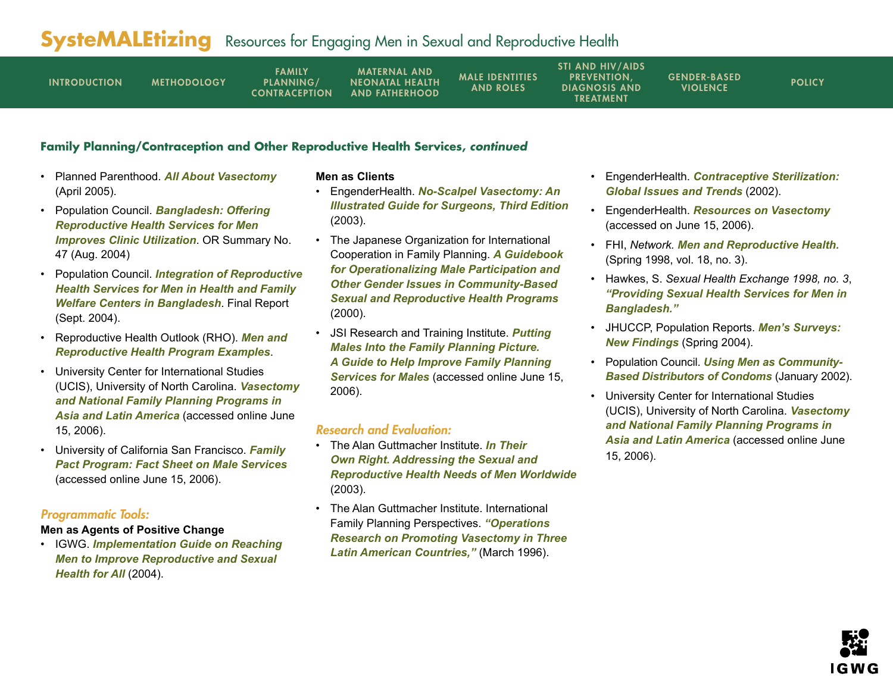### Family Planning/Contraception and Other Reproductive Health Services, *continued*

- Planned Parenthood. ***All About Vasectomy*** (April 2005).
- Population Council. ***Bangladesh: Offering Reproductive Health Services for Men Improves Clinic Utilization***. OR Summary No. 47 (Aug. 2004)
- Population Council. ***Integration of Reproductive Health Services for Men in Health and Family Welfare Centers in Bangladesh***. Final Report (Sept. 2004).
- Reproductive Health Outlook (RHO). ***Men and Reproductive Health Program Examples***.
- University Center for International Studies (UCIS), University of North Carolina. ***Vasectomy and National Family Planning Programs in Asia and Latin America*** (accessed online June 15, 2006).
- University of California San Francisco. ***Family Pact Program: Fact Sheet on Male Services*** (accessed online June 15, 2006).

#### *Programmatic Tools:*

**Men as Agents of Positive Change**

- IGWG. ***Implementation Guide on Reaching Men to Improve Reproductive and Sexual Health for All*** (2004).

**Men as Clients**

- EngenderHealth. ***No-Scalpel Vasectomy: An Illustrated Guide for Surgeons, Third Edition*** (2003).
- The Japanese Organization for International Cooperation in Family Planning. ***A Guidebook for Operationalizing Male Participation and Other Gender Issues in Community-Based Sexual and Reproductive Health Programs*** (2000).
- JSI Research and Training Institute. ***Putting Males Into the Family Planning Picture. A Guide to Help Improve Family Planning Services for Males*** (accessed online June 15, 2006).

#### *Research and Evaluation:*

- The Alan Guttmacher Institute. ***In Their Own Right. Addressing the Sexual and Reproductive Health Needs of Men Worldwide*** (2003).
- The Alan Guttmacher Institute. International Family Planning Perspectives. ***"Operations Research on Promoting Vasectomy in Three Latin American Countries,"*** (March 1996).
- EngenderHealth. ***Contraceptive Sterilization: Global Issues and Trends*** (2002).
- EngenderHealth. ***Resources on Vasectomy*** (accessed on June 15, 2006).
- FHI, *Network.* ***Men and Reproductive Health.*** (Spring 1998, vol. 18, no. 3).
- Hawkes, S. *Sexual Health Exchange 1998, no. 3*, ***"Providing Sexual Health Services for Men in Bangladesh."***
- JHUCCP, Population Reports. ***Men's Surveys: New Findings*** (Spring 2004).
- Population Council. ***Using Men as Community-Based Distributors of Condoms*** (January 2002).
- University Center for International Studies (UCIS), University of North Carolina. ***Vasectomy and National Family Planning Programs in Asia and Latin America*** (accessed online June 15, 2006).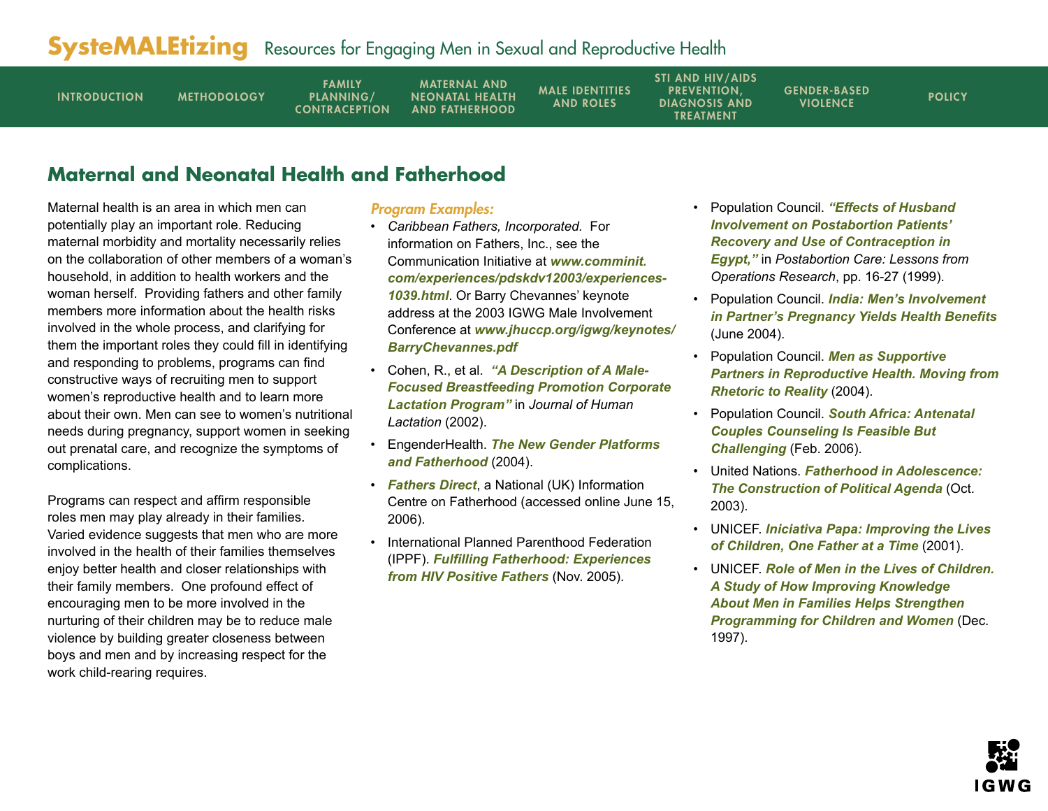## Maternal and Neonatal Health and Fatherhood

Maternal health is an area in which men can potentially play an important role. Reducing maternal morbidity and mortality necessarily relies on the collaboration of other members of a woman's household, in addition to health workers and the woman herself. Providing fathers and other family members more information about the health risks involved in the whole process, and clarifying for them the important roles they could fill in identifying and responding to problems, programs can find constructive ways of recruiting men to support women's reproductive health and to learn more about their own. Men can see to women's nutritional needs during pregnancy, support women in seeking out prenatal care, and recognize the symptoms of complications.

Programs can respect and affirm responsible roles men may play already in their families. Varied evidence suggests that men who are more involved in the health of their families themselves enjoy better health and closer relationships with their family members. One profound effect of encouraging men to be more involved in the nurturing of their children may be to reduce male violence by building greater closeness between boys and men and by increasing respect for the work child-rearing requires.

*Program Examples:*

- *Caribbean Fathers, Incorporated.* For information on Fathers, Inc., see the Communication Initiative at ***www.comminit.com/experiences/pdskdv12003/experiences-1039.html***. Or Barry Chevannes' keynote address at the 2003 IGWG Male Involvement Conference at ***www.jhuccp.org/igwg/keynotes/BarryChevannes.pdf***
- Cohen, R., et al. ***"A Description of A Male-Focused Breastfeeding Promotion Corporate Lactation Program"*** in *Journal of Human Lactation* (2002).
- EngenderHealth. ***The New Gender Platforms and Fatherhood*** (2004).
- ***Fathers Direct***, a National (UK) Information Centre on Fatherhood (accessed online June 15, 2006).
- International Planned Parenthood Federation (IPPF). ***Fulfilling Fatherhood: Experiences from HIV Positive Fathers*** (Nov. 2005).
- Population Council. ***"Effects of Husband Involvement on Postabortion Patients' Recovery and Use of Contraception in Egypt,"*** in *Postabortion Care: Lessons from Operations Research*, pp. 16-27 (1999).
- Population Council. ***India: Men's Involvement in Partner's Pregnancy Yields Health Benefits*** (June 2004).
- Population Council. ***Men as Supportive Partners in Reproductive Health. Moving from Rhetoric to Reality*** (2004).
- Population Council. ***South Africa: Antenatal Couples Counseling Is Feasible But Challenging*** (Feb. 2006).
- United Nations. ***Fatherhood in Adolescence: The Construction of Political Agenda*** (Oct. 2003).
- UNICEF. ***Iniciativa Papa: Improving the Lives of Children, One Father at a Time*** (2001).
- UNICEF. ***Role of Men in the Lives of Children. A Study of How Improving Knowledge About Men in Families Helps Strengthen Programming for Children and Women*** (Dec. 1997).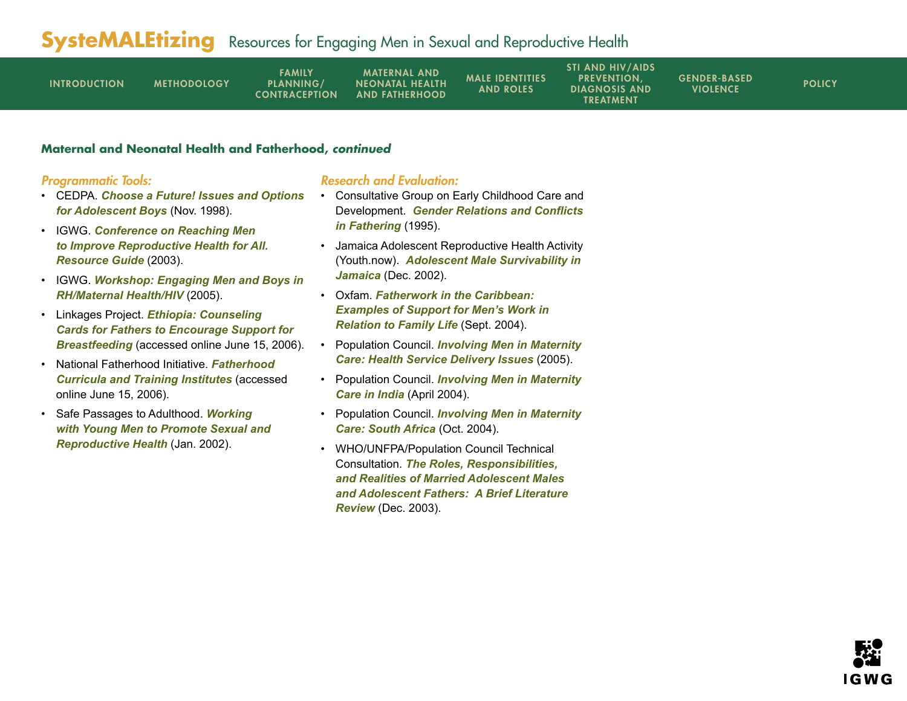## Maternal and Neonatal Health and Fatherhood, *continued*

### *Programmatic Tools:*

- CEDPA. ***Choose a Future! Issues and Options for Adolescent Boys*** (Nov. 1998).
- IGWG. ***Conference on Reaching Men to Improve Reproductive Health for All. Resource Guide*** (2003).
- IGWG. ***Workshop: Engaging Men and Boys in RH/Maternal Health/HIV*** (2005).
- Linkages Project. ***Ethiopia: Counseling Cards for Fathers to Encourage Support for Breastfeeding*** (accessed online June 15, 2006).
- National Fatherhood Initiative. ***Fatherhood Curricula and Training Institutes*** (accessed online June 15, 2006).
- Safe Passages to Adulthood. ***Working with Young Men to Promote Sexual and Reproductive Health*** (Jan. 2002).

### *Research and Evaluation:*

- Consultative Group on Early Childhood Care and Development. ***Gender Relations and Conflicts in Fathering*** (1995).
- Jamaica Adolescent Reproductive Health Activity (Youth.now). ***Adolescent Male Survivability in Jamaica*** (Dec. 2002).
- Oxfam. ***Fatherwork in the Caribbean: Examples of Support for Men's Work in Relation to Family Life*** (Sept. 2004).
- Population Council. ***Involving Men in Maternity Care: Health Service Delivery Issues*** (2005).
- Population Council. ***Involving Men in Maternity Care in India*** (April 2004).
- Population Council. ***Involving Men in Maternity Care: South Africa*** (Oct. 2004).
- WHO/UNFPA/Population Council Technical Consultation. ***The Roles, Responsibilities, and Realities of Married Adolescent Males and Adolescent Fathers: A Brief Literature Review*** (Dec. 2003).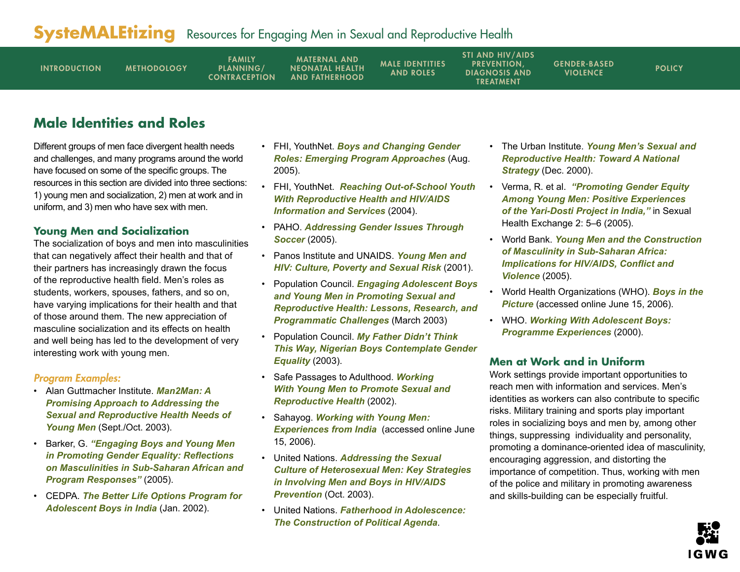## Male Identities and Roles

Different groups of men face divergent health needs and challenges, and many programs around the world have focused on some of the specific groups. The resources in this section are divided into three sections: 1) young men and socialization, 2) men at work and in uniform, and 3) men who have sex with men.

### Young Men and Socialization

The socialization of boys and men into masculinities that can negatively affect their health and that of their partners has increasingly drawn the focus of the reproductive health field. Men's roles as students, workers, spouses, fathers, and so on, have varying implications for their health and that of those around them. The new appreciation of masculine socialization and its effects on health and well being has led to the development of very interesting work with young men.

#### *Program Examples:*

- Alan Guttmacher Institute. ***Man2Man: A Promising Approach to Addressing the Sexual and Reproductive Health Needs of Young Men*** (Sept./Oct. 2003).
- Barker, G. ***"Engaging Boys and Young Men in Promoting Gender Equality: Reflections on Masculinities in Sub-Saharan African and Program Responses"*** (2005).
- CEDPA. ***The Better Life Options Program for Adolescent Boys in India*** (Jan. 2002).
- FHI, YouthNet. ***Boys and Changing Gender Roles: Emerging Program Approaches*** (Aug. 2005).
- FHI, YouthNet. ***Reaching Out-of-School Youth With Reproductive Health and HIV/AIDS Information and Services*** (2004).
- PAHO. ***Addressing Gender Issues Through Soccer*** (2005).
- Panos Institute and UNAIDS. ***Young Men and HIV: Culture, Poverty and Sexual Risk*** (2001).
- Population Council. ***Engaging Adolescent Boys and Young Men in Promoting Sexual and Reproductive Health: Lessons, Research, and Programmatic Challenges*** (March 2003)
- Population Council. ***My Father Didn't Think This Way, Nigerian Boys Contemplate Gender Equality*** (2003).
- Safe Passages to Adulthood. ***Working With Young Men to Promote Sexual and Reproductive Health*** (2002).
- Sahayog. ***Working with Young Men: Experiences from India*** (accessed online June 15, 2006).
- United Nations. ***Addressing the Sexual Culture of Heterosexual Men: Key Strategies in Involving Men and Boys in HIV/AIDS Prevention*** (Oct. 2003).
- United Nations. ***Fatherhood in Adolescence: The Construction of Political Agenda***.
- The Urban Institute. ***Young Men's Sexual and Reproductive Health: Toward A National Strategy*** (Dec. 2000).
- Verma, R. et al. ***"Promoting Gender Equity Among Young Men: Positive Experiences of the Yari-Dosti Project in India,"*** in Sexual Health Exchange 2: 5–6 (2005).
- World Bank. ***Young Men and the Construction of Masculinity in Sub-Saharan Africa: Implications for HIV/AIDS, Conflict and Violence*** (2005).
- World Health Organizations (WHO). ***Boys in the Picture*** (accessed online June 15, 2006).
- WHO. ***Working With Adolescent Boys: Programme Experiences*** (2000).

### Men at Work and in Uniform

Work settings provide important opportunities to reach men with information and services. Men's identities as workers can also contribute to specific risks. Military training and sports play important roles in socializing boys and men by, among other things, suppressing individuality and personality, promoting a dominance-oriented idea of masculinity, encouraging aggression, and distorting the importance of competition. Thus, working with men of the police and military in promoting awareness and skills-building can be especially fruitful.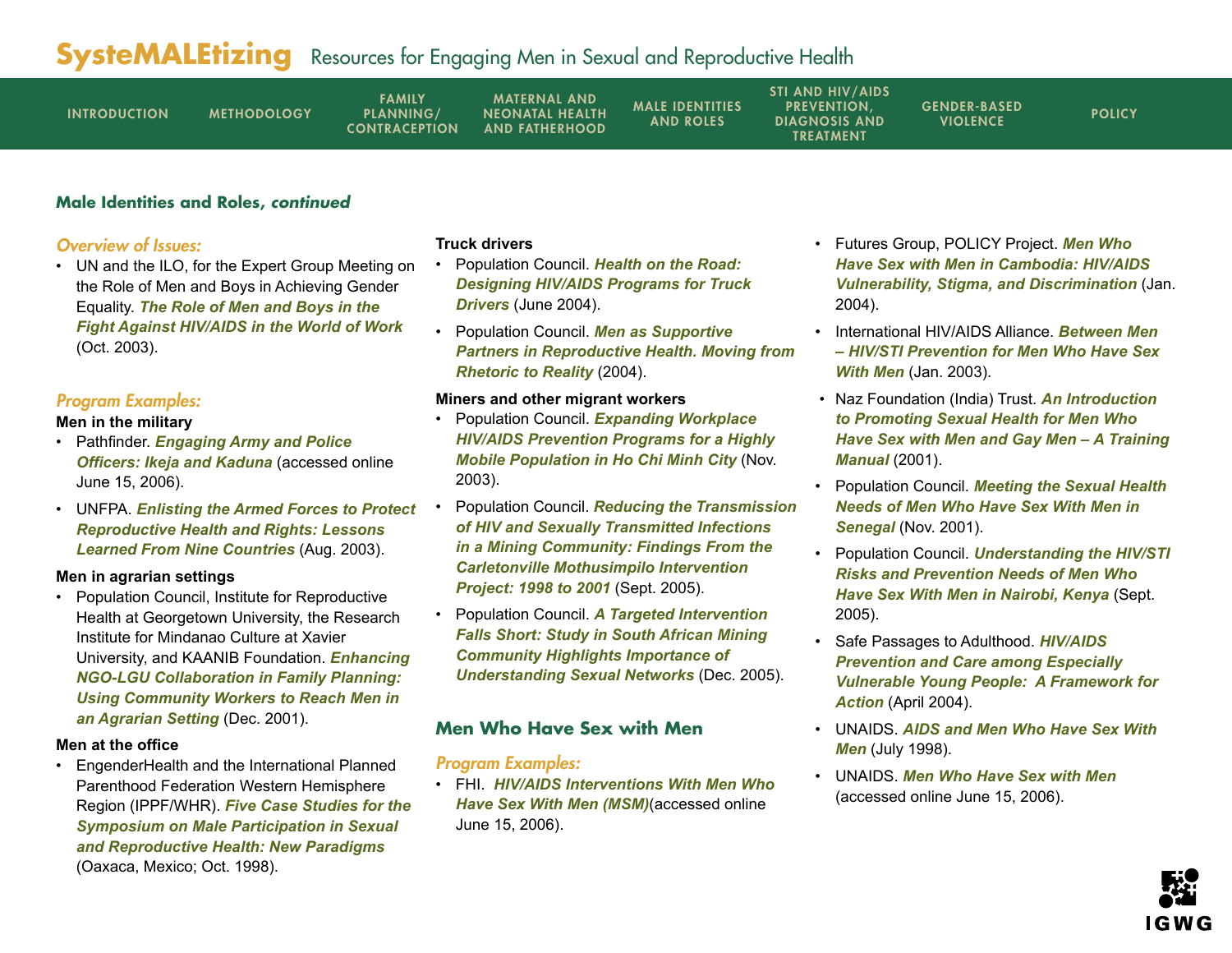# SysteMALEtizing Resources for Engaging Men in Sexual and Reproductive Health

INTRODUCTION | METHODOLOGY | FAMILY PLANNING/ CONTRACEPTION | MATERNAL AND NEONATAL HEALTH AND FATHERHOOD | MALE IDENTITIES AND ROLES | STI AND HIV/AIDS PREVENTION, DIAGNOSIS AND TREATMENT | GENDER-BASED VIOLENCE | POLICY

### Male Identities and Roles, *continued*

*Overview of Issues:*

- UN and the ILO, for the Expert Group Meeting on the Role of Men and Boys in Achieving Gender Equality. ***The Role of Men and Boys in the Fight Against HIV/AIDS in the World of Work*** (Oct. 2003).

*Program Examples:*

**Men in the military**

- Pathfinder. ***Engaging Army and Police Officers: Ikeja and Kaduna*** (accessed online June 15, 2006).
- UNFPA. ***Enlisting the Armed Forces to Protect Reproductive Health and Rights: Lessons Learned From Nine Countries*** (Aug. 2003).

**Men in agrarian settings**

- Population Council, Institute for Reproductive Health at Georgetown University, the Research Institute for Mindanao Culture at Xavier University, and KAANIB Foundation. ***Enhancing NGO-LGU Collaboration in Family Planning: Using Community Workers to Reach Men in an Agrarian Setting*** (Dec. 2001).

**Men at the office**

- EngenderHealth and the International Planned Parenthood Federation Western Hemisphere Region (IPPF/WHR). ***Five Case Studies for the Symposium on Male Participation in Sexual and Reproductive Health: New Paradigms*** (Oaxaca, Mexico; Oct. 1998).

**Truck drivers**

- Population Council. ***Health on the Road: Designing HIV/AIDS Programs for Truck Drivers*** (June 2004).
- Population Council. ***Men as Supportive Partners in Reproductive Health. Moving from Rhetoric to Reality*** (2004).

**Miners and other migrant workers**

- Population Council. ***Expanding Workplace HIV/AIDS Prevention Programs for a Highly Mobile Population in Ho Chi Minh City*** (Nov. 2003).
- Population Council. ***Reducing the Transmission of HIV and Sexually Transmitted Infections in a Mining Community: Findings From the Carletonville Mothusimpilo Intervention Project: 1998 to 2001*** (Sept. 2005).
- Population Council. ***A Targeted Intervention Falls Short: Study in South African Mining Community Highlights Importance of Understanding Sexual Networks*** (Dec. 2005).

### Men Who Have Sex with Men

*Program Examples:*

- FHI. ***HIV/AIDS Interventions With Men Who Have Sex With Men (MSM)***(accessed online June 15, 2006).
- Futures Group, POLICY Project. ***Men Who Have Sex with Men in Cambodia: HIV/AIDS Vulnerability, Stigma, and Discrimination*** (Jan. 2004).
- International HIV/AIDS Alliance. ***Between Men – HIV/STI Prevention for Men Who Have Sex With Men*** (Jan. 2003).
- Naz Foundation (India) Trust. ***An Introduction to Promoting Sexual Health for Men Who Have Sex with Men and Gay Men – A Training Manual*** (2001).
- Population Council. ***Meeting the Sexual Health Needs of Men Who Have Sex With Men in Senegal*** (Nov. 2001).
- Population Council. ***Understanding the HIV/STI Risks and Prevention Needs of Men Who Have Sex With Men in Nairobi, Kenya*** (Sept. 2005).
- Safe Passages to Adulthood. ***HIV/AIDS Prevention and Care among Especially Vulnerable Young People: A Framework for Action*** (April 2004).
- UNAIDS. ***AIDS and Men Who Have Sex With Men*** (July 1998).
- UNAIDS. ***Men Who Have Sex with Men*** (accessed online June 15, 2006).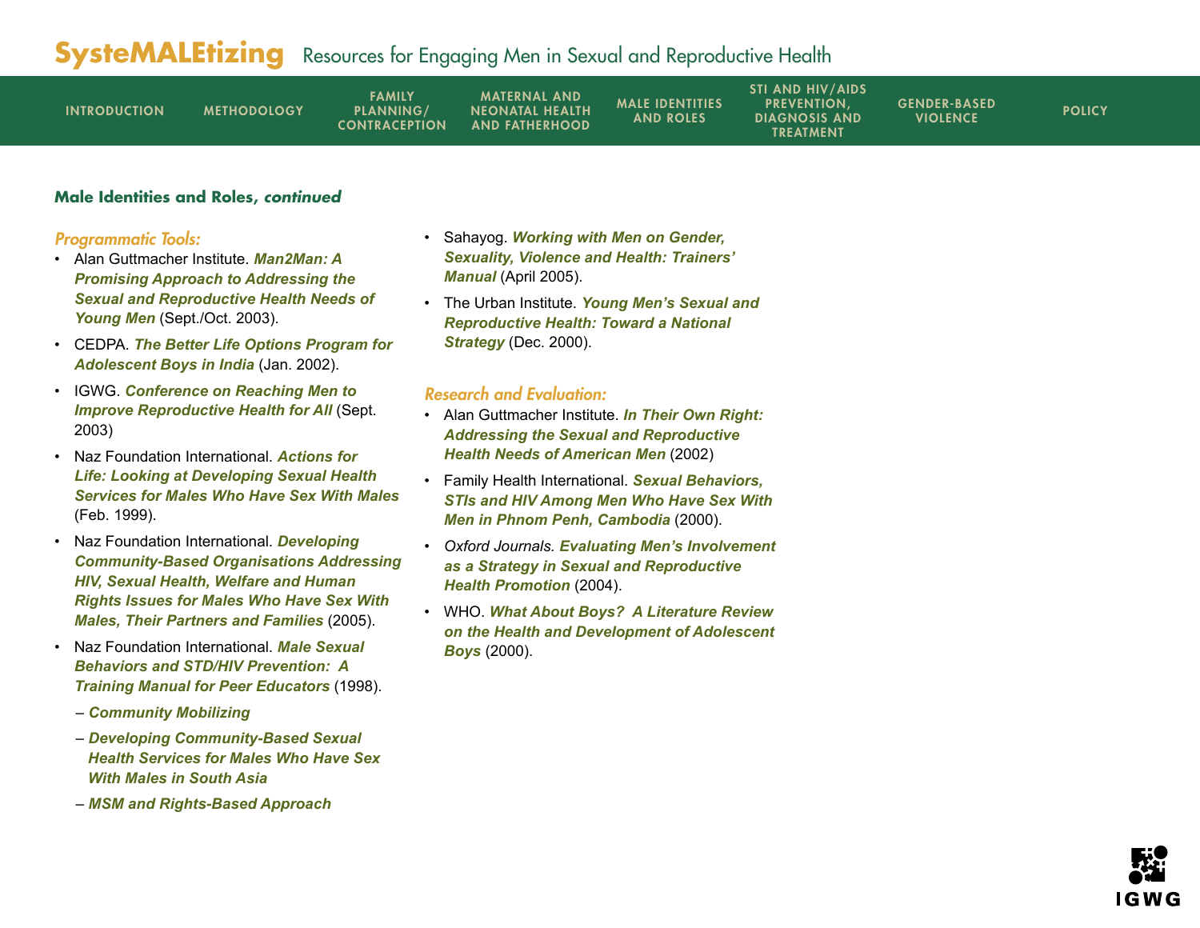## Male Identities and Roles, *continued*

### *Programmatic Tools:*

- Alan Guttmacher Institute. ***Man2Man: A Promising Approach to Addressing the Sexual and Reproductive Health Needs of Young Men*** (Sept./Oct. 2003).
- CEDPA. ***The Better Life Options Program for Adolescent Boys in India*** (Jan. 2002).
- IGWG. ***Conference on Reaching Men to Improve Reproductive Health for All*** (Sept. 2003)
- Naz Foundation International. ***Actions for Life: Looking at Developing Sexual Health Services for Males Who Have Sex With Males*** (Feb. 1999).
- Naz Foundation International. ***Developing Community-Based Organisations Addressing HIV, Sexual Health, Welfare and Human Rights Issues for Males Who Have Sex With Males, Their Partners and Families*** (2005).
- Naz Foundation International. ***Male Sexual Behaviors and STD/HIV Prevention: A Training Manual for Peer Educators*** (1998).
  - ***Community Mobilizing***
  - ***Developing Community-Based Sexual Health Services for Males Who Have Sex With Males in South Asia***
  - ***MSM and Rights-Based Approach***
- Sahayog. ***Working with Men on Gender, Sexuality, Violence and Health: Trainers' Manual*** (April 2005).
- The Urban Institute. ***Young Men's Sexual and Reproductive Health: Toward a National Strategy*** (Dec. 2000).

### *Research and Evaluation:*

- Alan Guttmacher Institute. ***In Their Own Right: Addressing the Sexual and Reproductive Health Needs of American Men*** (2002)
- Family Health International. ***Sexual Behaviors, STIs and HIV Among Men Who Have Sex With Men in Phnom Penh, Cambodia*** (2000).
- *Oxford Journals.* ***Evaluating Men's Involvement as a Strategy in Sexual and Reproductive Health Promotion*** (2004).
- WHO. ***What About Boys? A Literature Review on the Health and Development of Adolescent Boys*** (2000).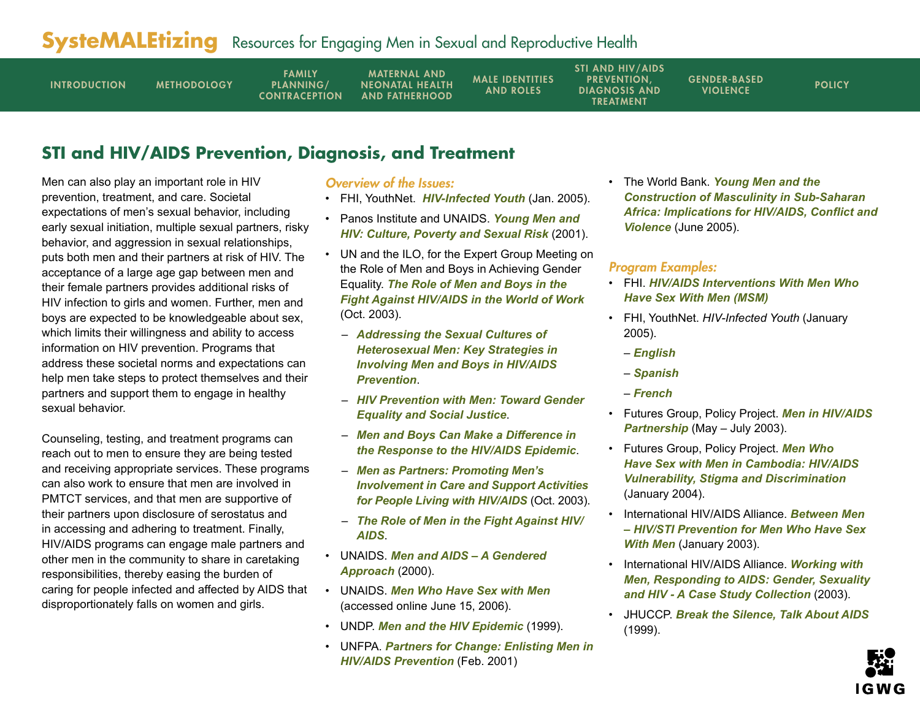## STI and HIV/AIDS Prevention, Diagnosis, and Treatment

Men can also play an important role in HIV prevention, treatment, and care. Societal expectations of men's sexual behavior, including early sexual initiation, multiple sexual partners, risky behavior, and aggression in sexual relationships, puts both men and their partners at risk of HIV. The acceptance of a large age gap between men and their female partners provides additional risks of HIV infection to girls and women. Further, men and boys are expected to be knowledgeable about sex, which limits their willingness and ability to access information on HIV prevention. Programs that address these societal norms and expectations can help men take steps to protect themselves and their partners and support them to engage in healthy sexual behavior.

Counseling, testing, and treatment programs can reach out to men to ensure they are being tested and receiving appropriate services. These programs can also work to ensure that men are involved in PMTCT services, and that men are supportive of their partners upon disclosure of serostatus and in accessing and adhering to treatment. Finally, HIV/AIDS programs can engage male partners and other men in the community to share in caretaking responsibilities, thereby easing the burden of caring for people infected and affected by AIDS that disproportionately falls on women and girls.

### *Overview of the Issues:*

- FHI, YouthNet. ***HIV-Infected Youth*** (Jan. 2005).
- Panos Institute and UNAIDS. ***Young Men and HIV: Culture, Poverty and Sexual Risk*** (2001).
- UN and the ILO, for the Expert Group Meeting on the Role of Men and Boys in Achieving Gender Equality. ***The Role of Men and Boys in the Fight Against HIV/AIDS in the World of Work*** (Oct. 2003).
  - ***Addressing the Sexual Cultures of Heterosexual Men: Key Strategies in Involving Men and Boys in HIV/AIDS Prevention***.
  - ***HIV Prevention with Men: Toward Gender Equality and Social Justice***.
  - ***Men and Boys Can Make a Difference in the Response to the HIV/AIDS Epidemic***.
  - ***Men as Partners: Promoting Men's Involvement in Care and Support Activities for People Living with HIV/AIDS*** (Oct. 2003).
  - ***The Role of Men in the Fight Against HIV/AIDS***.
- UNAIDS. ***Men and AIDS – A Gendered Approach*** (2000).
- UNAIDS. ***Men Who Have Sex with Men*** (accessed online June 15, 2006).
- UNDP. ***Men and the HIV Epidemic*** (1999).
- UNFPA. ***Partners for Change: Enlisting Men in HIV/AIDS Prevention*** (Feb. 2001)
- The World Bank. ***Young Men and the Construction of Masculinity in Sub-Saharan Africa: Implications for HIV/AIDS, Conflict and Violence*** (June 2005).

### *Program Examples:*

- FHI. ***HIV/AIDS Interventions With Men Who Have Sex With Men (MSM)***
- FHI, YouthNet. *HIV-Infected Youth* (January 2005).
  - ***English***
  - ***Spanish***
  - ***French***
- Futures Group, Policy Project. ***Men in HIV/AIDS Partnership*** (May – July 2003).
- Futures Group, Policy Project. ***Men Who Have Sex with Men in Cambodia: HIV/AIDS Vulnerability, Stigma and Discrimination*** (January 2004).
- International HIV/AIDS Alliance. ***Between Men – HIV/STI Prevention for Men Who Have Sex With Men*** (January 2003).
- International HIV/AIDS Alliance. ***Working with Men, Responding to AIDS: Gender, Sexuality and HIV - A Case Study Collection*** (2003).
- JHUCCP. ***Break the Silence, Talk About AIDS*** (1999).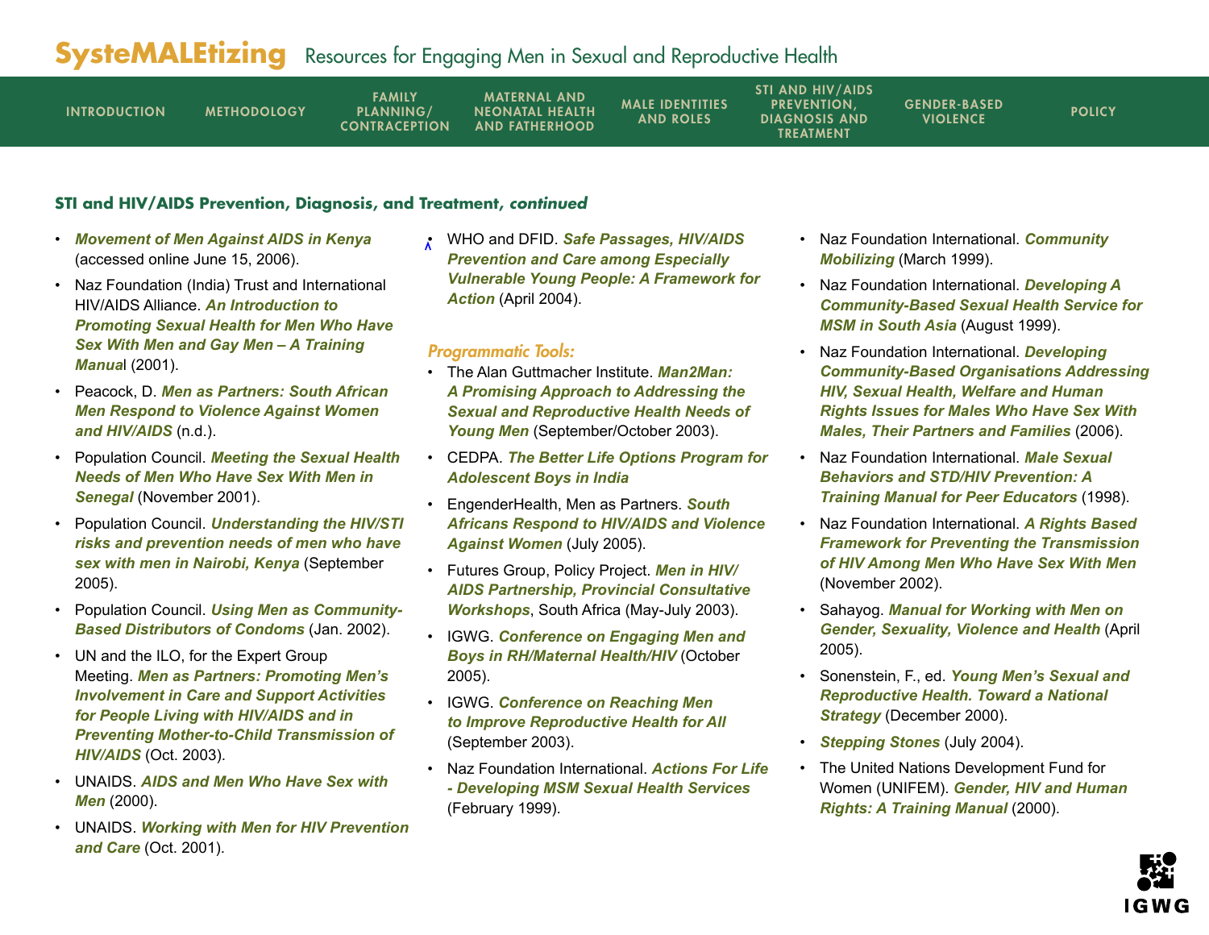## STI and HIV/AIDS Prevention, Diagnosis, and Treatment, *continued*

- ***Movement of Men Against AIDS in Kenya*** (accessed online June 15, 2006).
- Naz Foundation (India) Trust and International HIV/AIDS Alliance. ***An Introduction to Promoting Sexual Health for Men Who Have Sex With Men and Gay Men – A Training Manua***l (2001).
- Peacock, D. ***Men as Partners: South African Men Respond to Violence Against Women and HIV/AIDS*** (n.d.).
- Population Council. ***Meeting the Sexual Health Needs of Men Who Have Sex With Men in Senegal*** (November 2001).
- Population Council. ***Understanding the HIV/STI risks and prevention needs of men who have sex with men in Nairobi, Kenya*** (September 2005).
- Population Council. ***Using Men as Community-Based Distributors of Condoms*** (Jan. 2002).
- UN and the ILO, for the Expert Group Meeting. ***Men as Partners: Promoting Men's Involvement in Care and Support Activities for People Living with HIV/AIDS and in Preventing Mother-to-Child Transmission of HIV/AIDS*** (Oct. 2003).
- UNAIDS. ***AIDS and Men Who Have Sex with Men*** (2000).
- UNAIDS. ***Working with Men for HIV Prevention and Care*** (Oct. 2001).
- WHO and DFID. ***Safe Passages, HIV/AIDS Prevention and Care among Especially Vulnerable Young People: A Framework for Action*** (April 2004).

### *Programmatic Tools:*

- The Alan Guttmacher Institute. ***Man2Man: A Promising Approach to Addressing the Sexual and Reproductive Health Needs of Young Men*** (September/October 2003).
- CEDPA. ***The Better Life Options Program for Adolescent Boys in India***
- EngenderHealth, Men as Partners. ***South Africans Respond to HIV/AIDS and Violence Against Women*** (July 2005).
- Futures Group, Policy Project. ***Men in HIV/AIDS Partnership, Provincial Consultative Workshops***, South Africa (May-July 2003).
- IGWG. ***Conference on Engaging Men and Boys in RH/Maternal Health/HIV*** (October 2005).
- IGWG. ***Conference on Reaching Men to Improve Reproductive Health for All*** (September 2003).
- Naz Foundation International. ***Actions For Life - Developing MSM Sexual Health Services*** (February 1999).
- Naz Foundation International. ***Community Mobilizing*** (March 1999).
- Naz Foundation International. ***Developing A Community-Based Sexual Health Service for MSM in South Asia*** (August 1999).
- Naz Foundation International. ***Developing Community-Based Organisations Addressing HIV, Sexual Health, Welfare and Human Rights Issues for Males Who Have Sex With Males, Their Partners and Families*** (2006).
- Naz Foundation International. ***Male Sexual Behaviors and STD/HIV Prevention: A Training Manual for Peer Educators*** (1998).
- Naz Foundation International. ***A Rights Based Framework for Preventing the Transmission of HIV Among Men Who Have Sex With Men*** (November 2002).
- Sahayog. ***Manual for Working with Men on Gender, Sexuality, Violence and Health*** (April 2005).
- Sonenstein, F., ed. ***Young Men's Sexual and Reproductive Health. Toward a National Strategy*** (December 2000).
- ***Stepping Stones*** (July 2004).
- The United Nations Development Fund for Women (UNIFEM). ***Gender, HIV and Human Rights: A Training Manual*** (2000).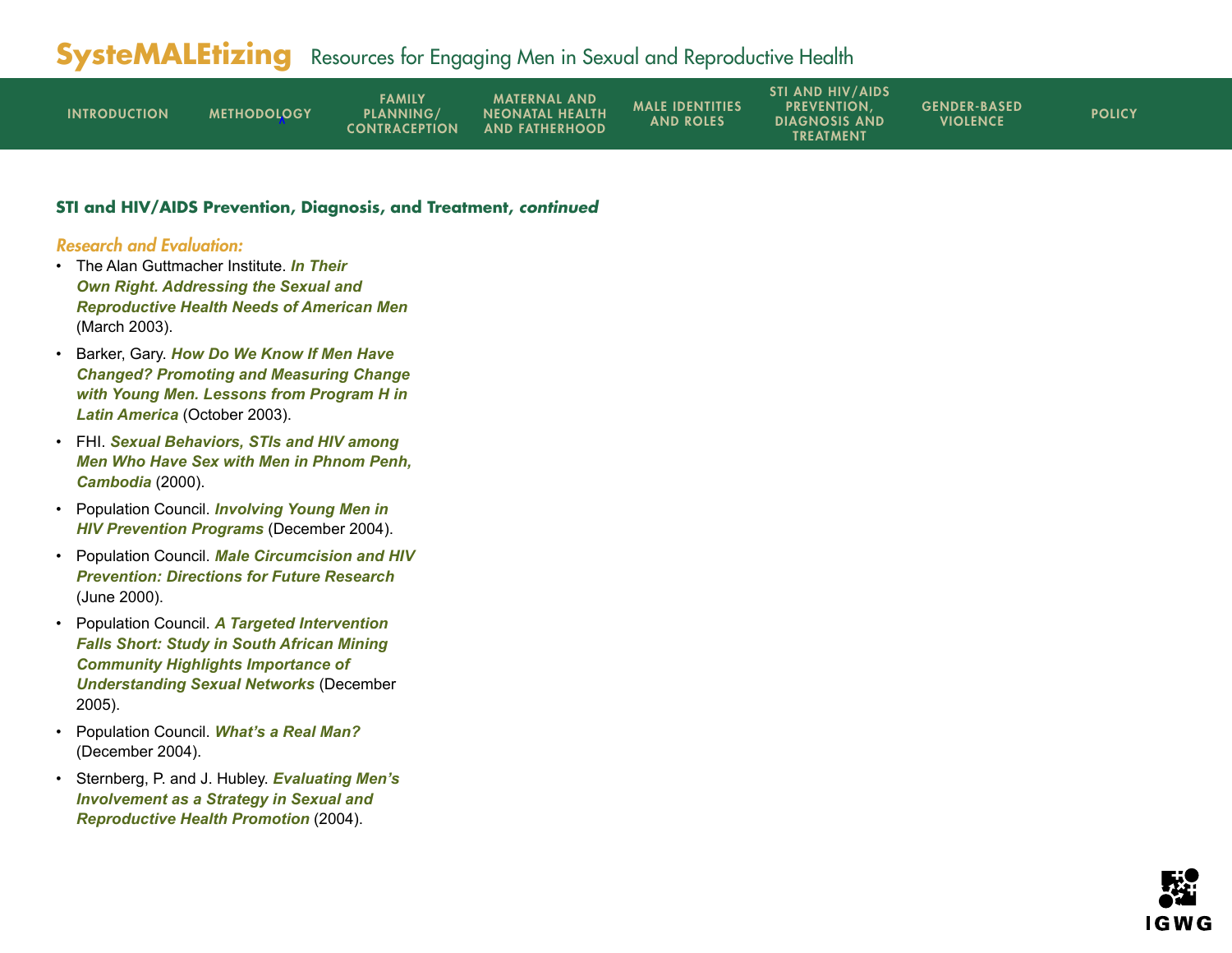## STI and HIV/AIDS Prevention, Diagnosis, and Treatment, *continued*

### *Research and Evaluation:*

- The Alan Guttmacher Institute. ***In Their Own Right. Addressing the Sexual and Reproductive Health Needs of American Men*** (March 2003).
- Barker, Gary. ***How Do We Know If Men Have Changed? Promoting and Measuring Change with Young Men. Lessons from Program H in Latin America*** (October 2003).
- FHI. ***Sexual Behaviors, STIs and HIV among Men Who Have Sex with Men in Phnom Penh, Cambodia*** (2000).
- Population Council. ***Involving Young Men in HIV Prevention Programs*** (December 2004).
- Population Council. ***Male Circumcision and HIV Prevention: Directions for Future Research*** (June 2000).
- Population Council. ***A Targeted Intervention Falls Short: Study in South African Mining Community Highlights Importance of Understanding Sexual Networks*** (December 2005).
- Population Council. ***What's a Real Man?*** (December 2004).
- Sternberg, P. and J. Hubley. ***Evaluating Men's Involvement as a Strategy in Sexual and Reproductive Health Promotion*** (2004).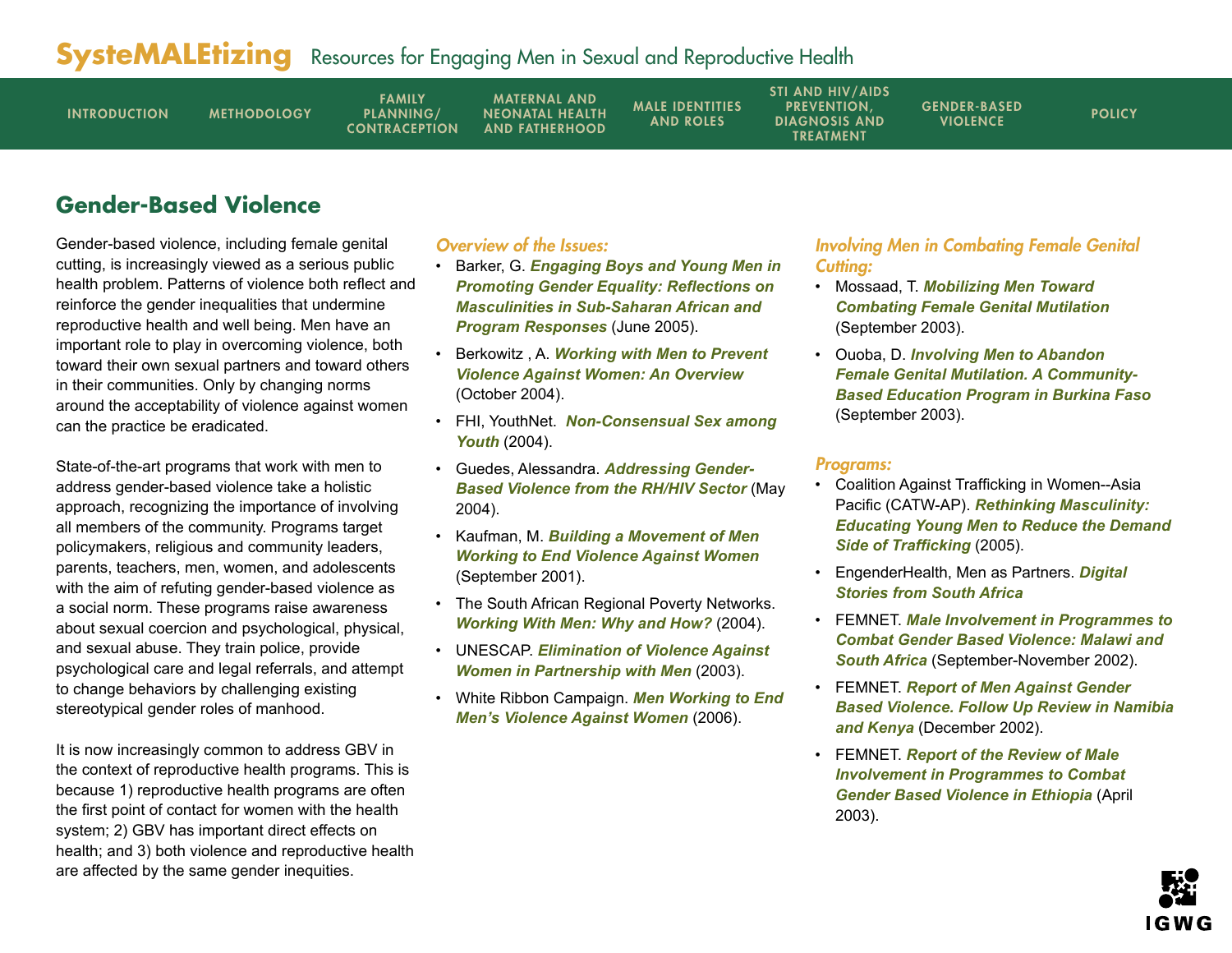## Gender-Based Violence

Gender-based violence, including female genital cutting, is increasingly viewed as a serious public health problem. Patterns of violence both reflect and reinforce the gender inequalities that undermine reproductive health and well being. Men have an important role to play in overcoming violence, both toward their own sexual partners and toward others in their communities. Only by changing norms around the acceptability of violence against women can the practice be eradicated.

State-of-the-art programs that work with men to address gender-based violence take a holistic approach, recognizing the importance of involving all members of the community. Programs target policymakers, religious and community leaders, parents, teachers, men, women, and adolescents with the aim of refuting gender-based violence as a social norm. These programs raise awareness about sexual coercion and psychological, physical, and sexual abuse. They train police, provide psychological care and legal referrals, and attempt to change behaviors by challenging existing stereotypical gender roles of manhood.

It is now increasingly common to address GBV in the context of reproductive health programs. This is because 1) reproductive health programs are often the first point of contact for women with the health system; 2) GBV has important direct effects on health; and 3) both violence and reproductive health are affected by the same gender inequities.

### *Overview of the Issues:*

- Barker, G. ***Engaging Boys and Young Men in Promoting Gender Equality: Reflections on Masculinities in Sub-Saharan African and Program Responses*** (June 2005).
- Berkowitz , A. ***Working with Men to Prevent Violence Against Women: An Overview*** (October 2004).
- FHI, YouthNet. ***Non-Consensual Sex among Youth*** (2004).
- Guedes, Alessandra. ***Addressing Gender-Based Violence from the RH/HIV Sector*** (May 2004).
- Kaufman, M. ***Building a Movement of Men Working to End Violence Against Women*** (September 2001).
- The South African Regional Poverty Networks. ***Working With Men: Why and How?*** (2004).
- UNESCAP. ***Elimination of Violence Against Women in Partnership with Men*** (2003).
- White Ribbon Campaign. ***Men Working to End Men's Violence Against Women*** (2006).

### *Involving Men in Combating Female Genital Cutting:*

- Mossaad, T. ***Mobilizing Men Toward Combating Female Genital Mutilation*** (September 2003).
- Ouoba, D. ***Involving Men to Abandon Female Genital Mutilation. A Community-Based Education Program in Burkina Faso*** (September 2003).

### *Programs:*

- Coalition Against Trafficking in Women--Asia Pacific (CATW-AP). ***Rethinking Masculinity: Educating Young Men to Reduce the Demand Side of Trafficking*** (2005).
- EngenderHealth, Men as Partners. ***Digital Stories from South Africa***
- FEMNET. ***Male Involvement in Programmes to Combat Gender Based Violence: Malawi and South Africa*** (September-November 2002).
- FEMNET. ***Report of Men Against Gender Based Violence. Follow Up Review in Namibia and Kenya*** (December 2002).
- FEMNET. ***Report of the Review of Male Involvement in Programmes to Combat Gender Based Violence in Ethiopia*** (April 2003).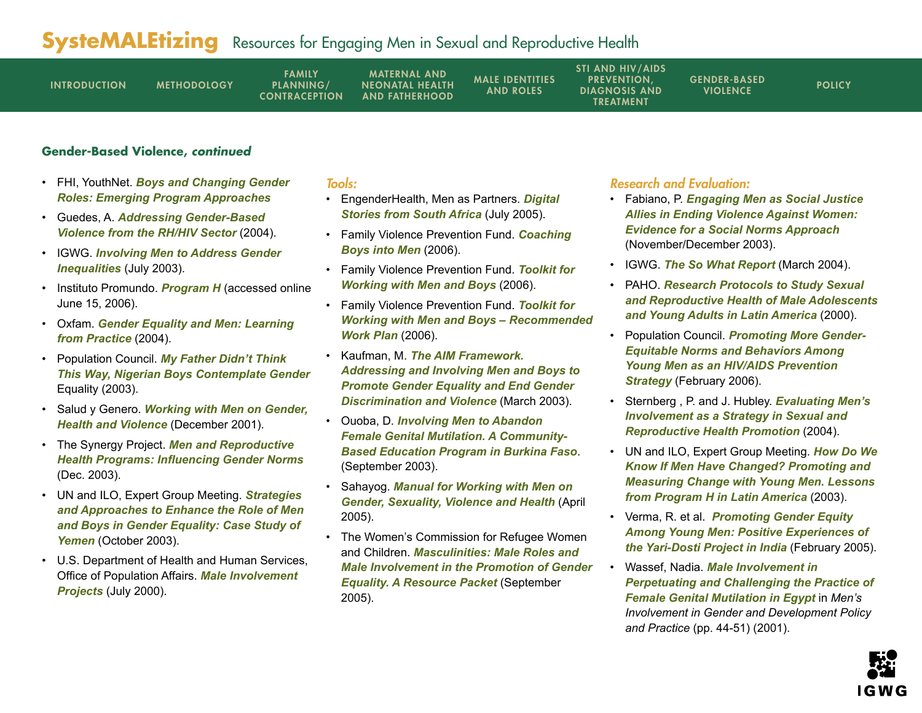## Gender-Based Violence, *continued*

- FHI, YouthNet. ***Boys and Changing Gender Roles: Emerging Program Approaches***
- Guedes, A. ***Addressing Gender-Based Violence from the RH/HIV Sector*** (2004).
- IGWG. ***Involving Men to Address Gender Inequalities*** (July 2003).
- Instituto Promundo. ***Program H*** (accessed online June 15, 2006).
- Oxfam. ***Gender Equality and Men: Learning from Practice*** (2004).
- Population Council. ***My Father Didn't Think This Way, Nigerian Boys Contemplate Gender*** Equality (2003).
- Salud y Genero. ***Working with Men on Gender, Health and Violence*** (December 2001).
- The Synergy Project. ***Men and Reproductive Health Programs: Influencing Gender Norms*** (Dec. 2003).
- UN and ILO, Expert Group Meeting. ***Strategies and Approaches to Enhance the Role of Men and Boys in Gender Equality: Case Study of Yemen*** (October 2003).
- U.S. Department of Health and Human Services, Office of Population Affairs. ***Male Involvement Projects*** (July 2000).

### *Tools:*

- EngenderHealth, Men as Partners. ***Digital Stories from South Africa*** (July 2005).
- Family Violence Prevention Fund. ***Coaching Boys into Men*** (2006).
- Family Violence Prevention Fund. ***Toolkit for Working with Men and Boys*** (2006).
- Family Violence Prevention Fund. ***Toolkit for Working with Men and Boys – Recommended Work Plan*** (2006).
- Kaufman, M. ***The AIM Framework. Addressing and Involving Men and Boys to Promote Gender Equality and End Gender Discrimination and Violence*** (March 2003).
- Ouoba, D. ***Involving Men to Abandon Female Genital Mutilation. A Community-Based Education Program in Burkina Faso***. (September 2003).
- Sahayog. ***Manual for Working with Men on Gender, Sexuality, Violence and Health*** (April 2005).
- The Women's Commission for Refugee Women and Children. ***Masculinities: Male Roles and Male Involvement in the Promotion of Gender Equality. A Resource Packet*** (September 2005).

### *Research and Evaluation:*

- Fabiano, P. ***Engaging Men as Social Justice Allies in Ending Violence Against Women: Evidence for a Social Norms Approach*** (November/December 2003).
- IGWG. ***The So What Report*** (March 2004).
- PAHO. ***Research Protocols to Study Sexual and Reproductive Health of Male Adolescents and Young Adults in Latin America*** (2000).
- Population Council. ***Promoting More Gender-Equitable Norms and Behaviors Among Young Men as an HIV/AIDS Prevention Strategy*** (February 2006).
- Sternberg , P. and J. Hubley. ***Evaluating Men's Involvement as a Strategy in Sexual and Reproductive Health Promotion*** (2004).
- UN and ILO, Expert Group Meeting. ***How Do We Know If Men Have Changed? Promoting and Measuring Change with Young Men. Lessons from Program H in Latin America*** (2003).
- Verma, R. et al. ***Promoting Gender Equity Among Young Men: Positive Experiences of the Yari-Dosti Project in India*** (February 2005).
- Wassef, Nadia. ***Male Involvement in Perpetuating and Challenging the Practice of Female Genital Mutilation in Egypt*** in *Men's Involvement in Gender and Development Policy and Practice* (pp. 44-51) (2001).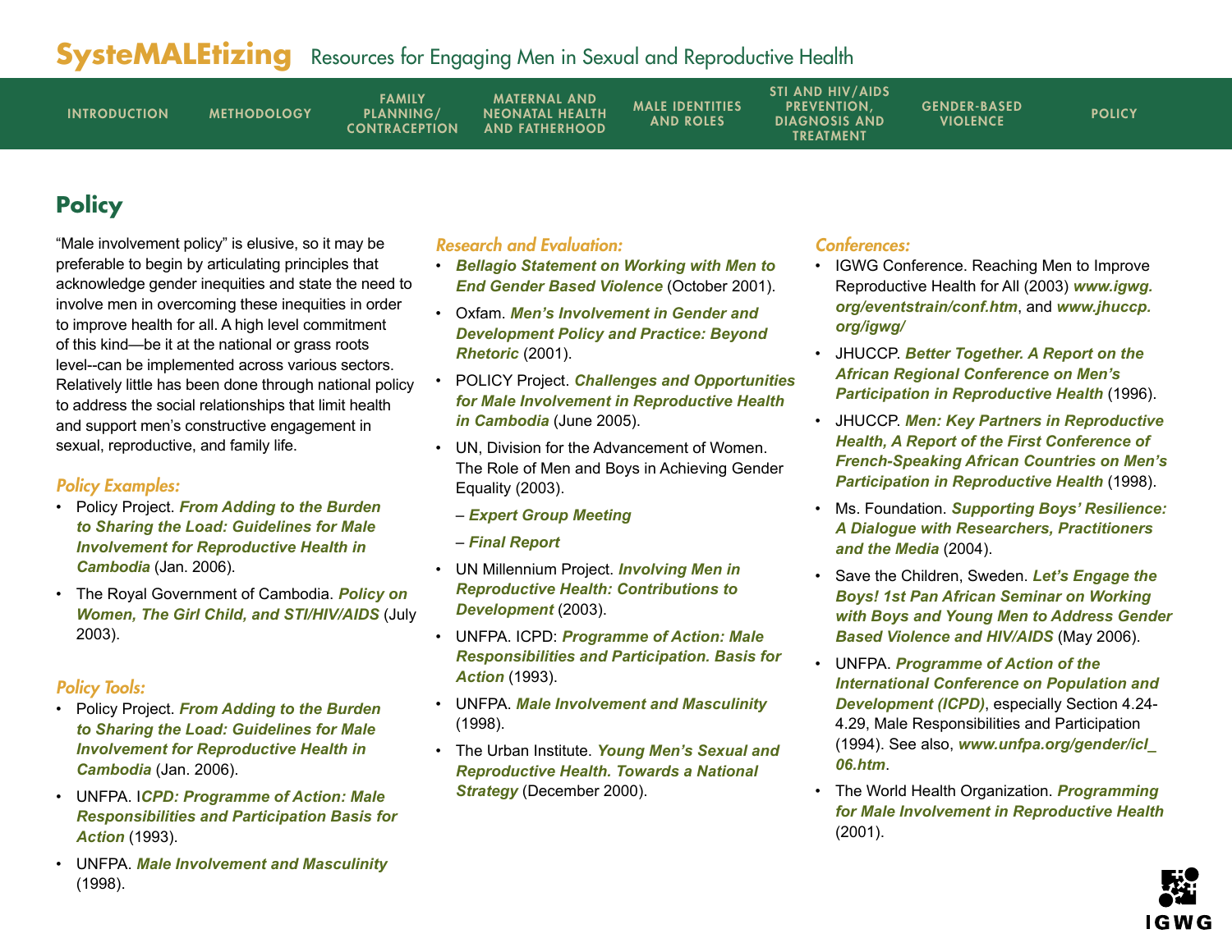## Policy

"Male involvement policy" is elusive, so it may be preferable to begin by articulating principles that acknowledge gender inequities and state the need to involve men in overcoming these inequities in order to improve health for all. A high level commitment of this kind—be it at the national or grass roots level--can be implemented across various sectors. Relatively little has been done through national policy to address the social relationships that limit health and support men's constructive engagement in sexual, reproductive, and family life.

### *Policy Examples:*

- Policy Project. ***From Adding to the Burden to Sharing the Load: Guidelines for Male Involvement for Reproductive Health in Cambodia*** (Jan. 2006).
- The Royal Government of Cambodia. ***Policy on Women, The Girl Child, and STI/HIV/AIDS*** (July 2003).

### *Policy Tools:*

- Policy Project. ***From Adding to the Burden to Sharing the Load: Guidelines for Male Involvement for Reproductive Health in Cambodia*** (Jan. 2006).
- UNFPA. I***CPD: Programme of Action: Male Responsibilities and Participation Basis for Action*** (1993).
- UNFPA. ***Male Involvement and Masculinity*** (1998).

### *Research and Evaluation:*

- ***Bellagio Statement on Working with Men to End Gender Based Violence*** (October 2001).
- Oxfam. ***Men's Involvement in Gender and Development Policy and Practice: Beyond Rhetoric*** (2001).
- POLICY Project. ***Challenges and Opportunities for Male Involvement in Reproductive Health in Cambodia*** (June 2005).
- UN, Division for the Advancement of Women. The Role of Men and Boys in Achieving Gender Equality (2003).
  - ***Expert Group Meeting***
  - ***Final Report***
- UN Millennium Project. ***Involving Men in Reproductive Health: Contributions to Development*** (2003).
- UNFPA. ICPD: ***Programme of Action: Male Responsibilities and Participation. Basis for Action*** (1993).
- UNFPA. ***Male Involvement and Masculinity*** (1998).
- The Urban Institute. ***Young Men's Sexual and Reproductive Health. Towards a National Strategy*** (December 2000).

### *Conferences:*

- IGWG Conference. Reaching Men to Improve Reproductive Health for All (2003) ***www.igwg.org/eventstrain/conf.htm***, and ***www.jhuccp.org/igwg/***
- JHUCCP. ***Better Together. A Report on the African Regional Conference on Men's Participation in Reproductive Health*** (1996).
- JHUCCP. ***Men: Key Partners in Reproductive Health, A Report of the First Conference of French-Speaking African Countries on Men's Participation in Reproductive Health*** (1998).
- Ms. Foundation. ***Supporting Boys' Resilience: A Dialogue with Researchers, Practitioners and the Media*** (2004).
- Save the Children, Sweden. ***Let's Engage the Boys! 1st Pan African Seminar on Working with Boys and Young Men to Address Gender Based Violence and HIV/AIDS*** (May 2006).
- UNFPA. ***Programme of Action of the International Conference on Population and Development (ICPD)***, especially Section 4.24-4.29, Male Responsibilities and Participation (1994). See also, ***www.unfpa.org/gender/icl_06.htm***.
- The World Health Organization. ***Programming for Male Involvement in Reproductive Health*** (2001).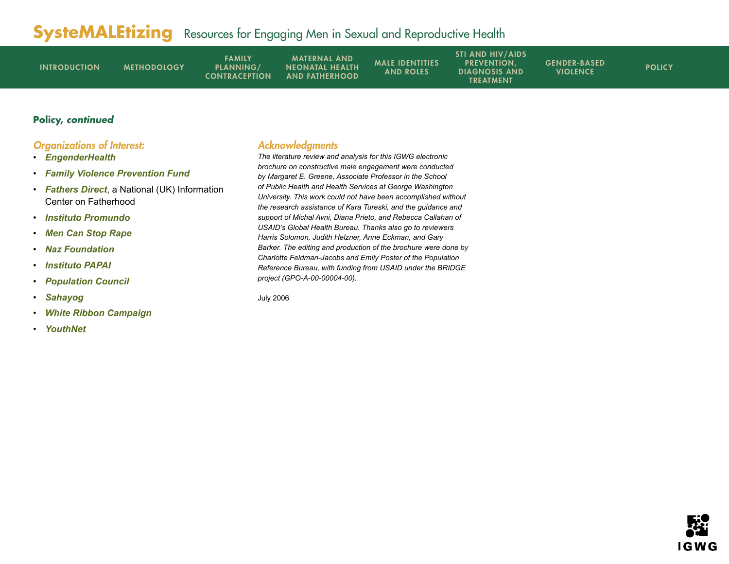**Policy, *continued***

### *Organizations of Interest:*

- ***EngenderHealth***
- ***Family Violence Prevention Fund***
- ***Fathers Direct***, a National (UK) Information Center on Fatherhood
- ***Instituto Promundo***
- ***Men Can Stop Rape***
- ***Naz Foundation***
- ***Instituto PAPAI***
- ***Population Council***
- ***Sahayog***
- ***White Ribbon Campaign***
- ***YouthNet***

### *Acknowledgments*

*The literature review and analysis for this IGWG electronic brochure on constructive male engagement were conducted by Margaret E. Greene, Associate Professor in the School of Public Health and Health Services at George Washington University. This work could not have been accomplished without the research assistance of Kara Tureski, and the guidance and support of Michal Avni, Diana Prieto, and Rebecca Callahan of USAID's Global Health Bureau. Thanks also go to reviewers Harris Solomon, Judith Helzner, Anne Eckman, and Gary Barker. The editing and production of the brochure were done by Charlotte Feldman-Jacobs and Emily Poster of the Population Reference Bureau, with funding from USAID under the BRIDGE project (GPO-A-00-00004-00).*

July 2006